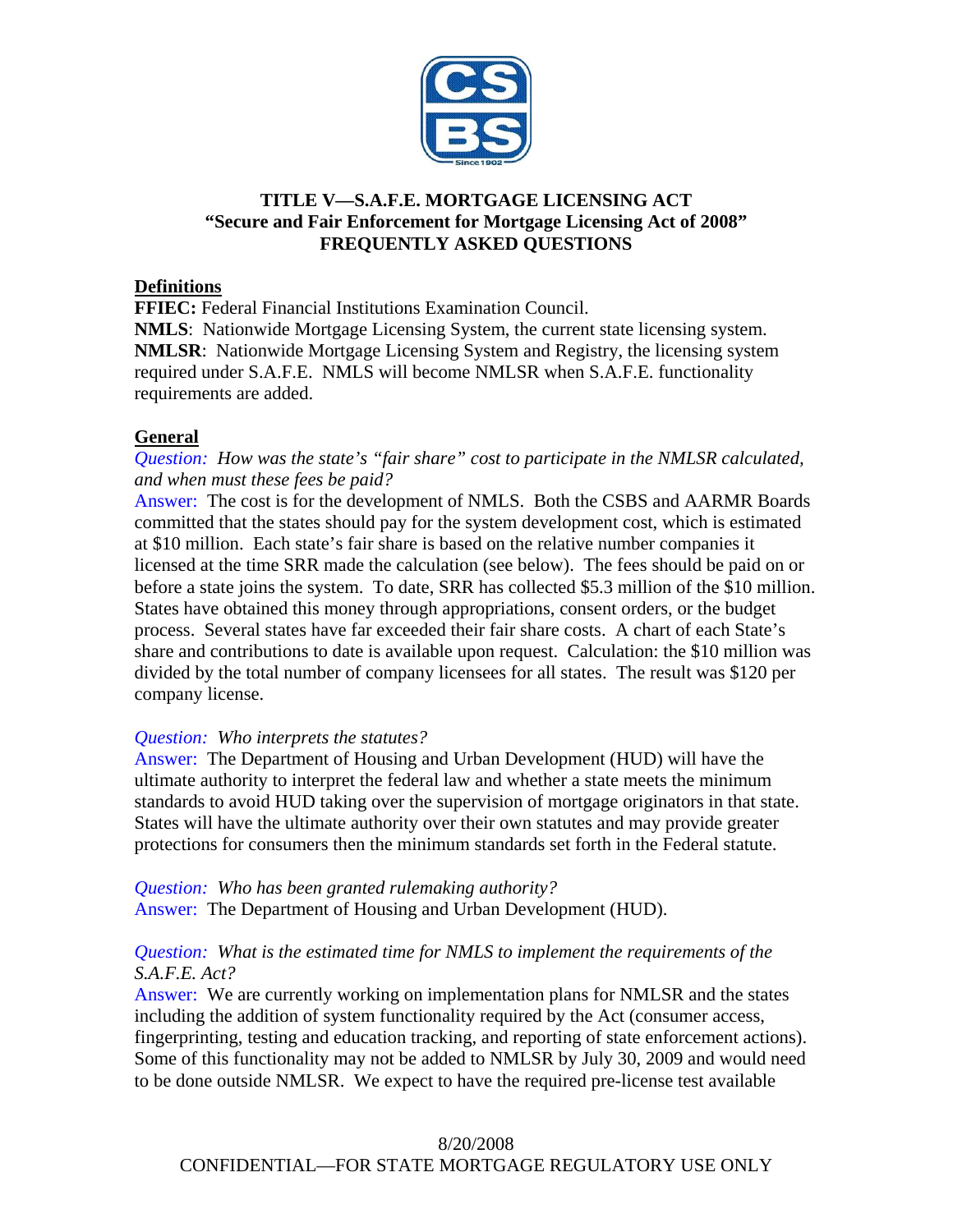# TITLE V—S.A.F.E. MORTGAGE LICENSING ACT
# "Secure and Fair Enforcement for Mortgage Licensing Act of 2008"
# FREQUENTLY ASKED QUESTIONS

## Definitions

**FFIEC:** Federal Financial Institutions Examination Council.
**NMLS**: Nationwide Mortgage Licensing System, the current state licensing system.
**NMLSR**: Nationwide Mortgage Licensing System and Registry, the licensing system required under S.A.F.E. NMLS will become NMLSR when S.A.F.E. functionality requirements are added.

## General

*Question: How was the state's "fair share" cost to participate in the NMLSR calculated, and when must these fees be paid?*
Answer: The cost is for the development of NMLS. Both the CSBS and AARMR Boards committed that the states should pay for the system development cost, which is estimated at $10 million. Each state's fair share is based on the relative number companies it licensed at the time SRR made the calculation (see below). The fees should be paid on or before a state joins the system. To date, SRR has collected $5.3 million of the $10 million. States have obtained this money through appropriations, consent orders, or the budget process. Several states have far exceeded their fair share costs. A chart of each State's share and contributions to date is available upon request. Calculation: the $10 million was divided by the total number of company licensees for all states. The result was $120 per company license.

*Question: Who interprets the statutes?*
Answer: The Department of Housing and Urban Development (HUD) will have the ultimate authority to interpret the federal law and whether a state meets the minimum standards to avoid HUD taking over the supervision of mortgage originators in that state. States will have the ultimate authority over their own statutes and may provide greater protections for consumers then the minimum standards set forth in the Federal statute.

*Question: Who has been granted rulemaking authority?*
Answer: The Department of Housing and Urban Development (HUD).

*Question: What is the estimated time for NMLS to implement the requirements of the S.A.F.E. Act?*
Answer: We are currently working on implementation plans for NMLSR and the states including the addition of system functionality required by the Act (consumer access, fingerprinting, testing and education tracking, and reporting of state enforcement actions). Some of this functionality may not be added to NMLSR by July 30, 2009 and would need to be done outside NMLSR. We expect to have the required pre-license test available

8/20/2008
CONFIDENTIAL—FOR STATE MORTGAGE REGULATORY USE ONLY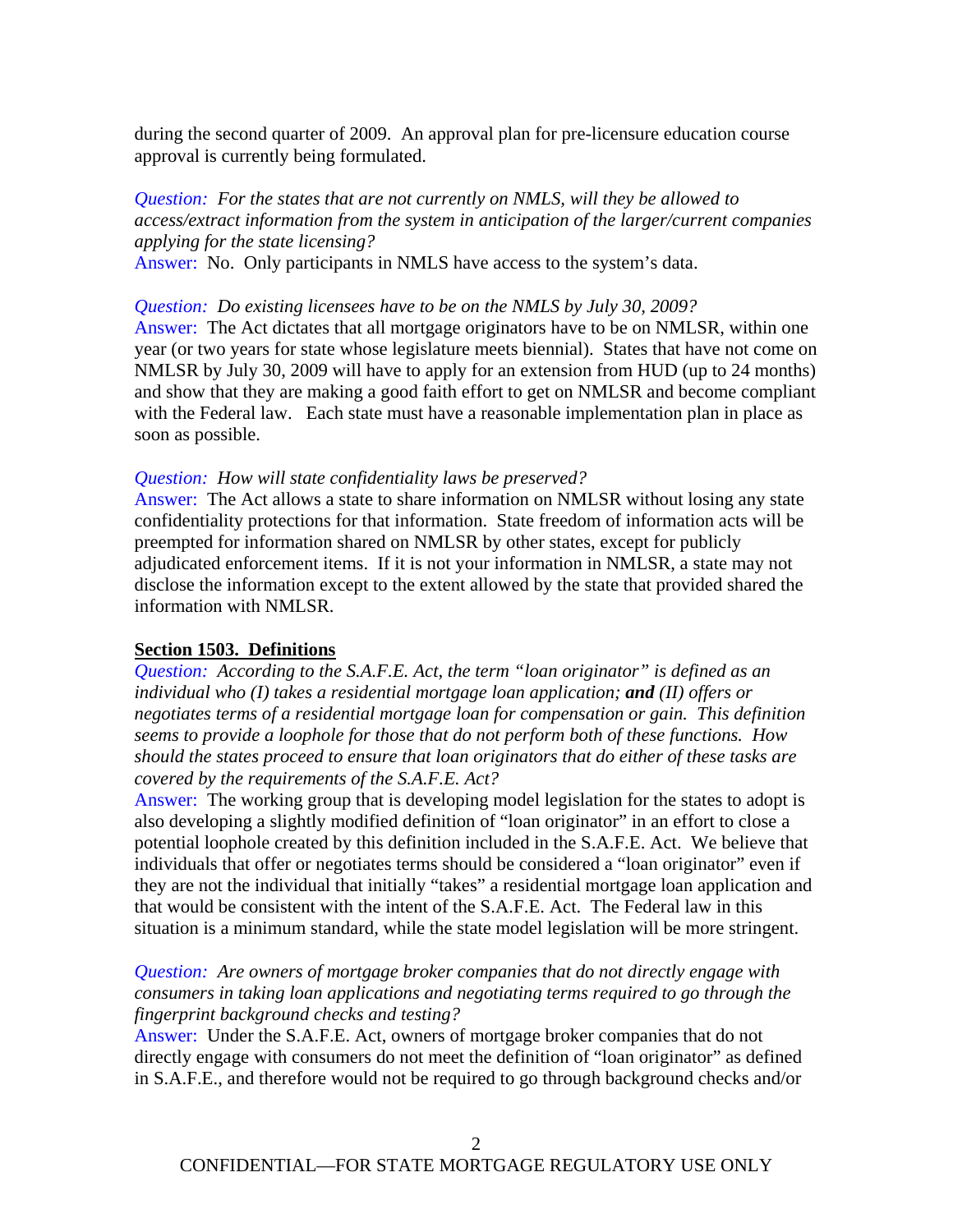during the second quarter of 2009. An approval plan for pre-licensure education course approval is currently being formulated.

*Question: For the states that are not currently on NMLS, will they be allowed to access/extract information from the system in anticipation of the larger/current companies applying for the state licensing?*
Answer: No. Only participants in NMLS have access to the system's data.

*Question: Do existing licensees have to be on the NMLS by July 30, 2009?*
Answer: The Act dictates that all mortgage originators have to be on NMLSR, within one year (or two years for state whose legislature meets biennial). States that have not come on NMLSR by July 30, 2009 will have to apply for an extension from HUD (up to 24 months) and show that they are making a good faith effort to get on NMLSR and become compliant with the Federal law. Each state must have a reasonable implementation plan in place as soon as possible.

*Question: How will state confidentiality laws be preserved?*
Answer: The Act allows a state to share information on NMLSR without losing any state confidentiality protections for that information. State freedom of information acts will be preempted for information shared on NMLSR by other states, except for publicly adjudicated enforcement items. If it is not your information in NMLSR, a state may not disclose the information except to the extent allowed by the state that provided shared the information with NMLSR.

## Section 1503. Definitions

*Question: According to the S.A.F.E. Act, the term "loan originator" is defined as an individual who (I) takes a residential mortgage loan application;* ***and*** *(II) offers or negotiates terms of a residential mortgage loan for compensation or gain. This definition seems to provide a loophole for those that do not perform both of these functions. How should the states proceed to ensure that loan originators that do either of these tasks are covered by the requirements of the S.A.F.E. Act?*
Answer: The working group that is developing model legislation for the states to adopt is also developing a slightly modified definition of "loan originator" in an effort to close a potential loophole created by this definition included in the S.A.F.E. Act. We believe that individuals that offer or negotiates terms should be considered a "loan originator" even if they are not the individual that initially "takes" a residential mortgage loan application and that would be consistent with the intent of the S.A.F.E. Act. The Federal law in this situation is a minimum standard, while the state model legislation will be more stringent.

*Question: Are owners of mortgage broker companies that do not directly engage with consumers in taking loan applications and negotiating terms required to go through the fingerprint background checks and testing?*
Answer: Under the S.A.F.E. Act, owners of mortgage broker companies that do not directly engage with consumers do not meet the definition of "loan originator" as defined in S.A.F.E., and therefore would not be required to go through background checks and/or

CONFIDENTIAL—FOR STATE MORTGAGE REGULATORY USE ONLY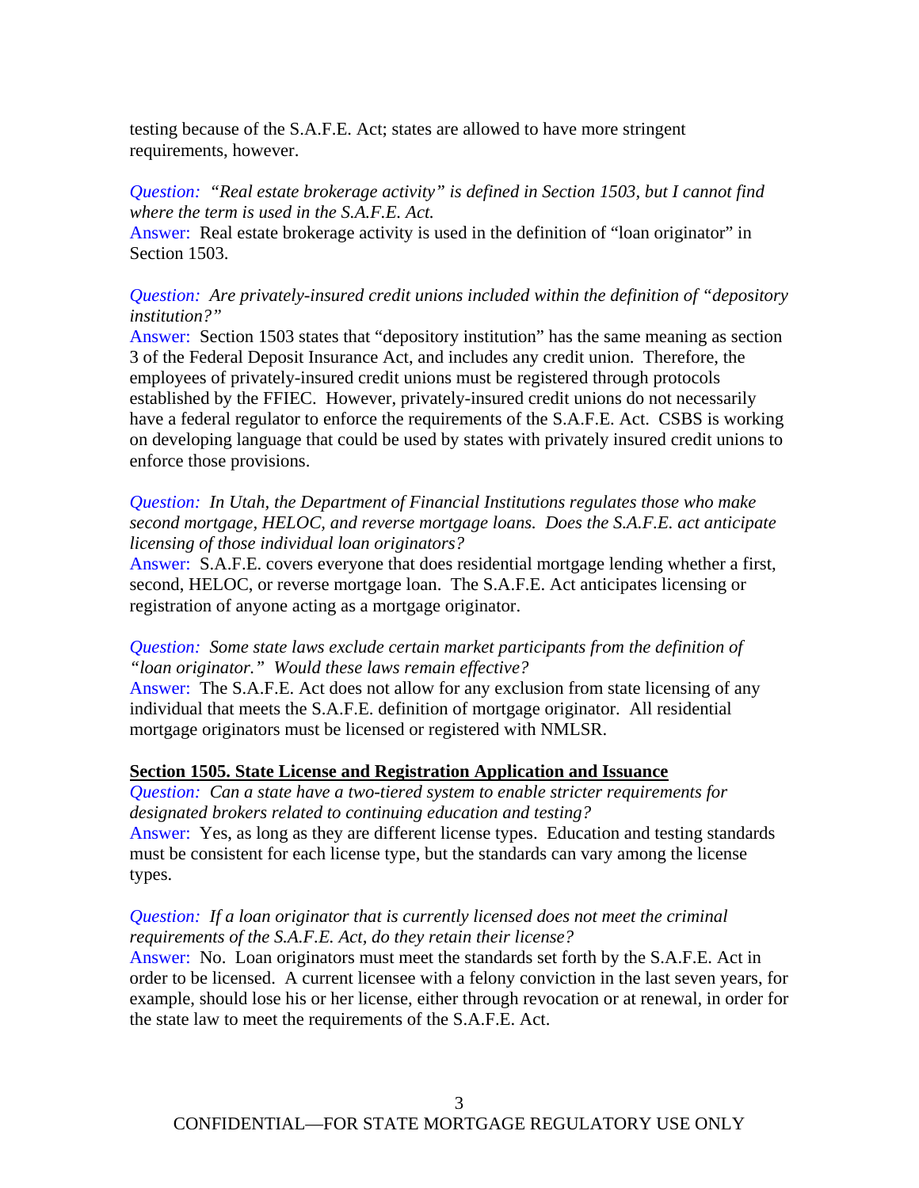testing because of the S.A.F.E. Act; states are allowed to have more stringent requirements, however.

*Question: "Real estate brokerage activity" is defined in Section 1503, but I cannot find where the term is used in the S.A.F.E. Act.*
Answer: Real estate brokerage activity is used in the definition of "loan originator" in Section 1503.

*Question: Are privately-insured credit unions included within the definition of "depository institution?"*
Answer: Section 1503 states that "depository institution" has the same meaning as section 3 of the Federal Deposit Insurance Act, and includes any credit union. Therefore, the employees of privately-insured credit unions must be registered through protocols established by the FFIEC. However, privately-insured credit unions do not necessarily have a federal regulator to enforce the requirements of the S.A.F.E. Act. CSBS is working on developing language that could be used by states with privately insured credit unions to enforce those provisions.

*Question: In Utah, the Department of Financial Institutions regulates those who make second mortgage, HELOC, and reverse mortgage loans. Does the S.A.F.E. act anticipate licensing of those individual loan originators?*
Answer: S.A.F.E. covers everyone that does residential mortgage lending whether a first, second, HELOC, or reverse mortgage loan. The S.A.F.E. Act anticipates licensing or registration of anyone acting as a mortgage originator.

*Question: Some state laws exclude certain market participants from the definition of "loan originator." Would these laws remain effective?*
Answer: The S.A.F.E. Act does not allow for any exclusion from state licensing of any individual that meets the S.A.F.E. definition of mortgage originator. All residential mortgage originators must be licensed or registered with NMLSR.

**Section 1505. State License and Registration Application and Issuance**

*Question: Can a state have a two-tiered system to enable stricter requirements for designated brokers related to continuing education and testing?*
Answer: Yes, as long as they are different license types. Education and testing standards must be consistent for each license type, but the standards can vary among the license types.

*Question: If a loan originator that is currently licensed does not meet the criminal requirements of the S.A.F.E. Act, do they retain their license?*
Answer: No. Loan originators must meet the standards set forth by the S.A.F.E. Act in order to be licensed. A current licensee with a felony conviction in the last seven years, for example, should lose his or her license, either through revocation or at renewal, in order for the state law to meet the requirements of the S.A.F.E. Act.

CONFIDENTIAL—FOR STATE MORTGAGE REGULATORY USE ONLY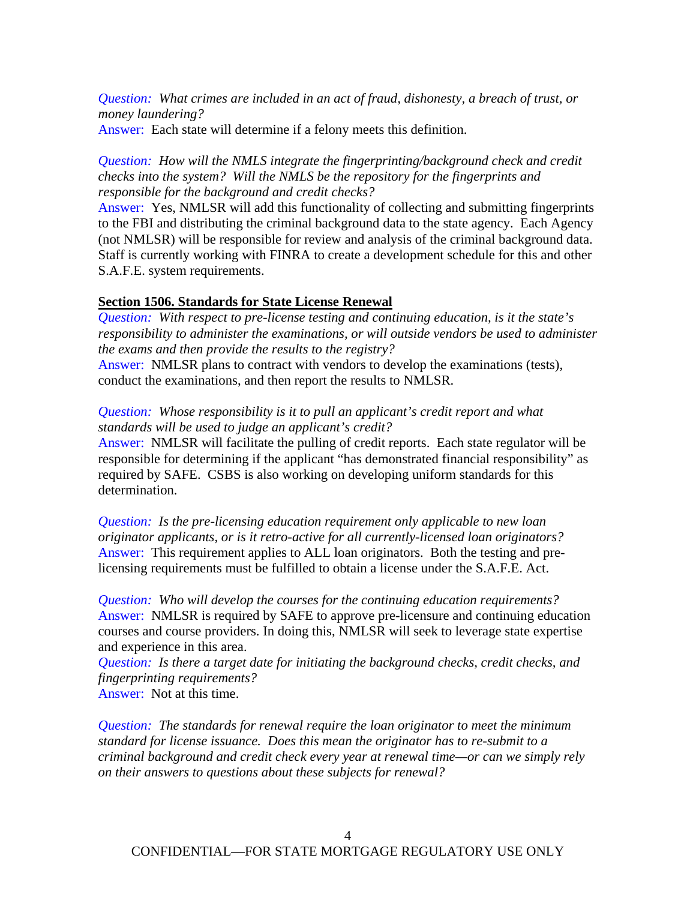*Question: What crimes are included in an act of fraud, dishonesty, a breach of trust, or money laundering?*
Answer: Each state will determine if a felony meets this definition.

*Question: How will the NMLS integrate the fingerprinting/background check and credit checks into the system? Will the NMLS be the repository for the fingerprints and responsible for the background and credit checks?*
Answer: Yes, NMLSR will add this functionality of collecting and submitting fingerprints to the FBI and distributing the criminal background data to the state agency. Each Agency (not NMLSR) will be responsible for review and analysis of the criminal background data. Staff is currently working with FINRA to create a development schedule for this and other S.A.F.E. system requirements.

## Section 1506. Standards for State License Renewal

*Question: With respect to pre-license testing and continuing education, is it the state's responsibility to administer the examinations, or will outside vendors be used to administer the exams and then provide the results to the registry?*
Answer: NMLSR plans to contract with vendors to develop the examinations (tests), conduct the examinations, and then report the results to NMLSR.

*Question: Whose responsibility is it to pull an applicant's credit report and what standards will be used to judge an applicant's credit?*
Answer: NMLSR will facilitate the pulling of credit reports. Each state regulator will be responsible for determining if the applicant "has demonstrated financial responsibility" as required by SAFE. CSBS is also working on developing uniform standards for this determination.

*Question: Is the pre-licensing education requirement only applicable to new loan originator applicants, or is it retro-active for all currently-licensed loan originators?*
Answer: This requirement applies to ALL loan originators. Both the testing and pre-licensing requirements must be fulfilled to obtain a license under the S.A.F.E. Act.

*Question: Who will develop the courses for the continuing education requirements?*
Answer: NMLSR is required by SAFE to approve pre-licensure and continuing education courses and course providers. In doing this, NMLSR will seek to leverage state expertise and experience in this area.

*Question: Is there a target date for initiating the background checks, credit checks, and fingerprinting requirements?*
Answer: Not at this time.

*Question: The standards for renewal require the loan originator to meet the minimum standard for license issuance. Does this mean the originator has to re-submit to a criminal background and credit check every year at renewal time—or can we simply rely on their answers to questions about these subjects for renewal?*

CONFIDENTIAL—FOR STATE MORTGAGE REGULATORY USE ONLY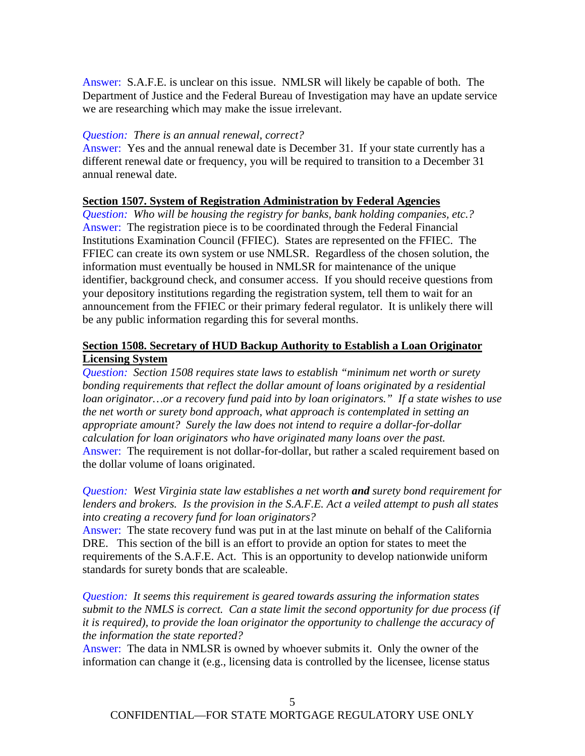Answer: S.A.F.E. is unclear on this issue. NMLSR will likely be capable of both. The Department of Justice and the Federal Bureau of Investigation may have an update service we are researching which may make the issue irrelevant.

*Question: There is an annual renewal, correct?*
Answer: Yes and the annual renewal date is December 31. If your state currently has a different renewal date or frequency, you will be required to transition to a December 31 annual renewal date.

**Section 1507. System of Registration Administration by Federal Agencies**

*Question: Who will be housing the registry for banks, bank holding companies, etc.?*
Answer: The registration piece is to be coordinated through the Federal Financial Institutions Examination Council (FFIEC). States are represented on the FFIEC. The FFIEC can create its own system or use NMLSR. Regardless of the chosen solution, the information must eventually be housed in NMLSR for maintenance of the unique identifier, background check, and consumer access. If you should receive questions from your depository institutions regarding the registration system, tell them to wait for an announcement from the FFIEC or their primary federal regulator. It is unlikely there will be any public information regarding this for several months.

**Section 1508. Secretary of HUD Backup Authority to Establish a Loan Originator Licensing System**

*Question: Section 1508 requires state laws to establish "minimum net worth or surety bonding requirements that reflect the dollar amount of loans originated by a residential loan originator…or a recovery fund paid into by loan originators." If a state wishes to use the net worth or surety bond approach, what approach is contemplated in setting an appropriate amount? Surely the law does not intend to require a dollar-for-dollar calculation for loan originators who have originated many loans over the past.*
Answer: The requirement is not dollar-for-dollar, but rather a scaled requirement based on the dollar volume of loans originated.

*Question: West Virginia state law establishes a net worth* ***and*** *surety bond requirement for lenders and brokers. Is the provision in the S.A.F.E. Act a veiled attempt to push all states into creating a recovery fund for loan originators?*
Answer: The state recovery fund was put in at the last minute on behalf of the California DRE. This section of the bill is an effort to provide an option for states to meet the requirements of the S.A.F.E. Act. This is an opportunity to develop nationwide uniform standards for surety bonds that are scaleable.

*Question: It seems this requirement is geared towards assuring the information states submit to the NMLS is correct. Can a state limit the second opportunity for due process (if it is required), to provide the loan originator the opportunity to challenge the accuracy of the information the state reported?*
Answer: The data in NMLSR is owned by whoever submits it. Only the owner of the information can change it (e.g., licensing data is controlled by the licensee, license status

CONFIDENTIAL—FOR STATE MORTGAGE REGULATORY USE ONLY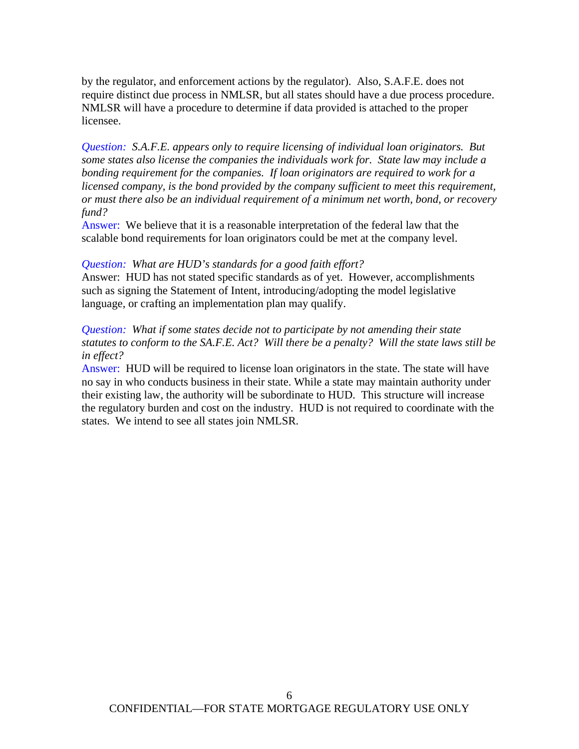by the regulator, and enforcement actions by the regulator). Also, S.A.F.E. does not require distinct due process in NMLSR, but all states should have a due process procedure. NMLSR will have a procedure to determine if data provided is attached to the proper licensee.

*Question: S.A.F.E. appears only to require licensing of individual loan originators. But some states also license the companies the individuals work for. State law may include a bonding requirement for the companies. If loan originators are required to work for a licensed company, is the bond provided by the company sufficient to meet this requirement, or must there also be an individual requirement of a minimum net worth, bond, or recovery fund?*

Answer: We believe that it is a reasonable interpretation of the federal law that the scalable bond requirements for loan originators could be met at the company level.

*Question: What are HUD's standards for a good faith effort?*

Answer: HUD has not stated specific standards as of yet. However, accomplishments such as signing the Statement of Intent, introducing/adopting the model legislative language, or crafting an implementation plan may qualify.

*Question: What if some states decide not to participate by not amending their state statutes to conform to the SA.F.E. Act? Will there be a penalty? Will the state laws still be in effect?*

Answer: HUD will be required to license loan originators in the state. The state will have no say in who conducts business in their state. While a state may maintain authority under their existing law, the authority will be subordinate to HUD. This structure will increase the regulatory burden and cost on the industry. HUD is not required to coordinate with the states. We intend to see all states join NMLSR.

CONFIDENTIAL—FOR STATE MORTGAGE REGULATORY USE ONLY